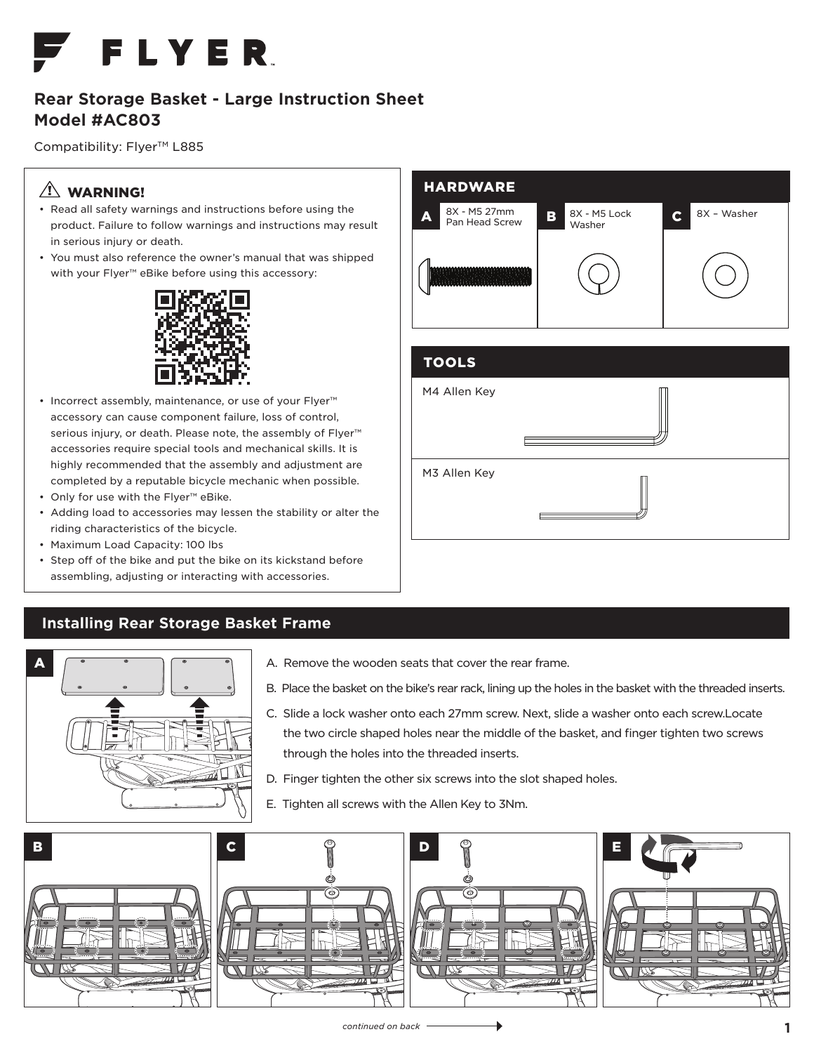# FLYER

## Rear Storage Basket - Large Instruction Sheet
## Model #AC803

Compatibility: Flyer™ L885

### ⚠ WARNING!

- Read all safety warnings and instructions before using the product. Failure to follow warnings and instructions may result in serious injury or death.
- You must also reference the owner's manual that was shipped with your Flyer™ eBike before using this accessory:
- Incorrect assembly, maintenance, or use of your Flyer™ accessory can cause component failure, loss of control, serious injury, or death. Please note, the assembly of Flyer™ accessories require special tools and mechanical skills. It is highly recommended that the assembly and adjustment are completed by a reputable bicycle mechanic when possible.
- Only for use with the Flyer™ eBike.
- Adding load to accessories may lessen the stability or alter the riding characteristics of the bicycle.
- Maximum Load Capacity: 100 lbs
- Step off of the bike and put the bike on its kickstand before assembling, adjusting or interacting with accessories.

### HARDWARE

| A | B | C |
|---|---|---|
| 8X - M5 27mm Pan Head Screw | 8X - M5 Lock Washer | 8X – Washer |

### TOOLS

- M4 Allen Key
- M3 Allen Key

## Installing Rear Storage Basket Frame

A. Remove the wooden seats that cover the rear frame.

B. Place the basket on the bike's rear rack, lining up the holes in the basket with the threaded inserts.

C. Slide a lock washer onto each 27mm screw. Next, slide a washer onto each screw.Locate the two circle shaped holes near the middle of the basket, and finger tighten two screws through the holes into the threaded inserts.

D. Finger tighten the other six screws into the slot shaped holes.

E. Tighten all screws with the Allen Key to 3Nm.

*continued on back*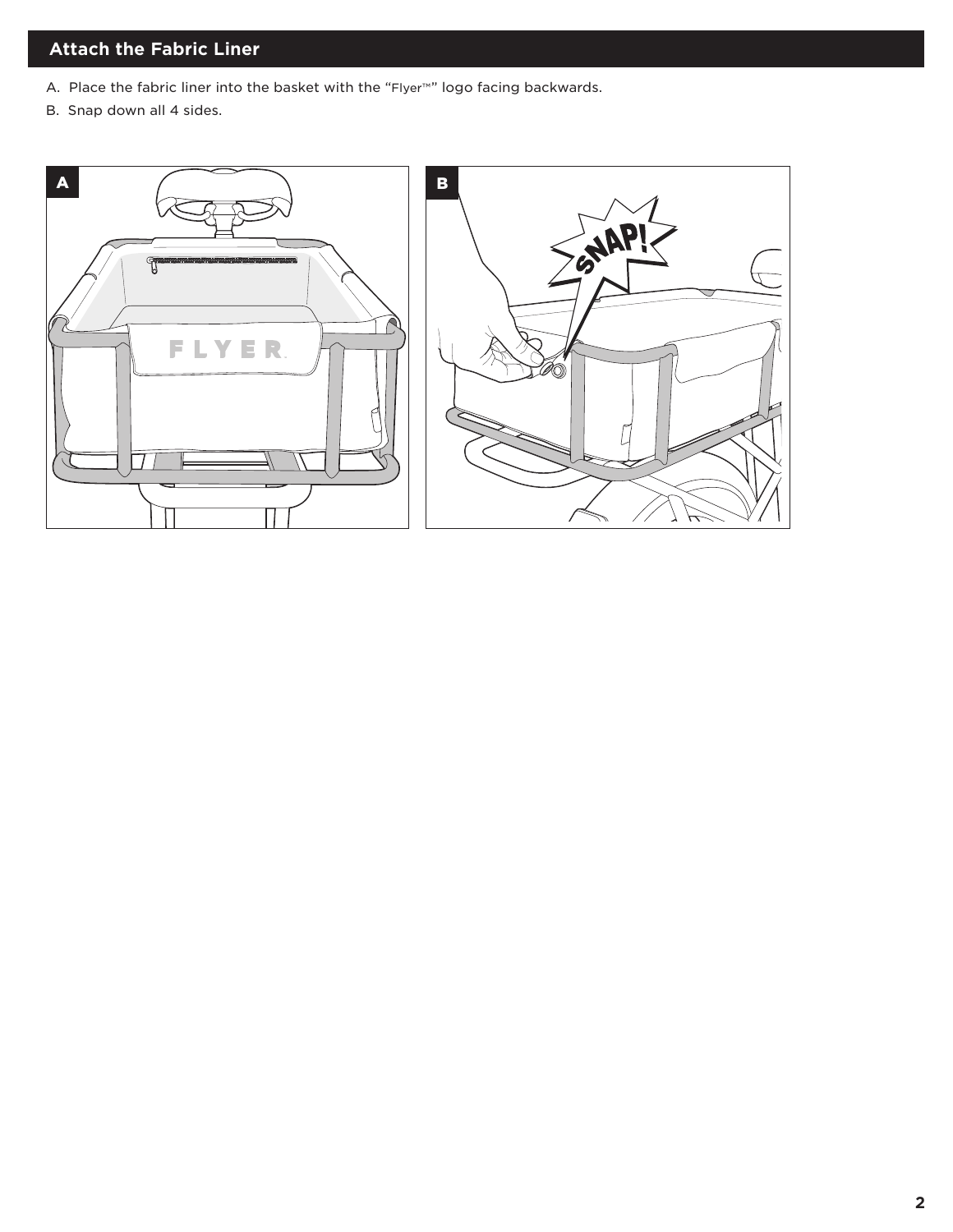## Attach the Fabric Liner

A. Place the fabric liner into the basket with the "Flyer™" logo facing backwards.

B. Snap down all 4 sides.